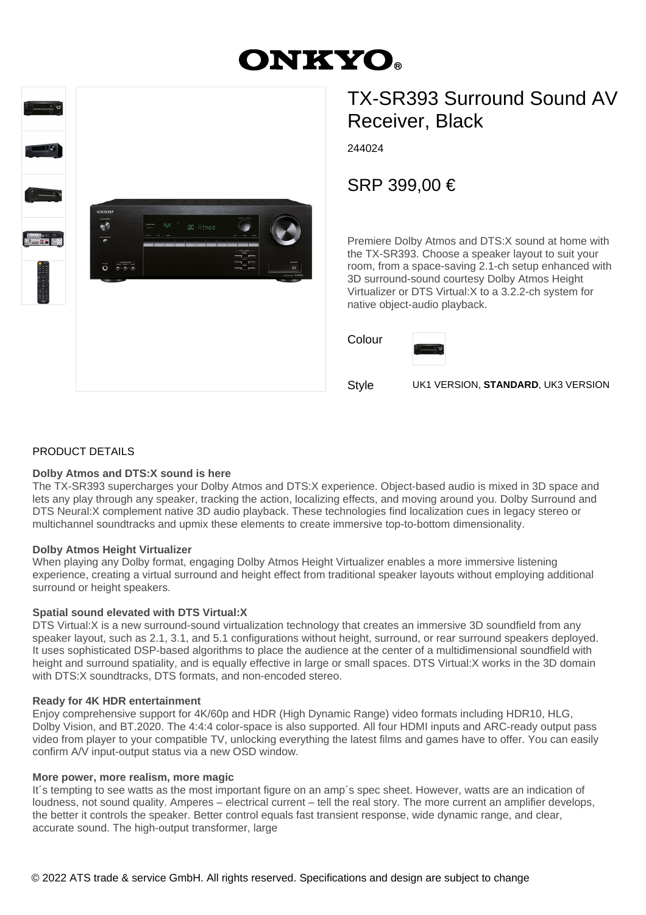# ONKYO

## TX-SR393 Surround Sound AV Receiver, Black

244024

SRP 399,00 €

Premiere Dolby Atmos and DTS:X sound at home with the TX-SR393. Choose a speaker layout to suit your room, from a space-saving 2.1-ch setup enhanced with 3D surround-sound courtesy Dolby Atmos Height Virtualizer or DTS Virtual:X to a 3.2.2-ch system for native object-audio playback.

Colour

Style UK1 VERSION, **STANDARD**, UK3 VERSION

PRODUCT DETAILS

**Dolby Atmos and DTS:X sound is here**
The TX-SR393 supercharges your Dolby Atmos and DTS:X experience. Object-based audio is mixed in 3D space and lets any play through any speaker, tracking the action, localizing effects, and moving around you. Dolby Surround and DTS Neural:X complement native 3D audio playback. These technologies find localization cues in legacy stereo or multichannel soundtracks and upmix these elements to create immersive top-to-bottom dimensionality.

**Dolby Atmos Height Virtualizer**
When playing any Dolby format, engaging Dolby Atmos Height Virtualizer enables a more immersive listening experience, creating a virtual surround and height effect from traditional speaker layouts without employing additional surround or height speakers.

**Spatial sound elevated with DTS Virtual:X**
DTS Virtual:X is a new surround-sound virtualization technology that creates an immersive 3D soundfield from any speaker layout, such as 2.1, 3.1, and 5.1 configurations without height, surround, or rear surround speakers deployed. It uses sophisticated DSP-based algorithms to place the audience at the center of a multidimensional soundfield with height and surround spatiality, and is equally effective in large or small spaces. DTS Virtual:X works in the 3D domain with DTS:X soundtracks, DTS formats, and non-encoded stereo.

**Ready for 4K HDR entertainment**
Enjoy comprehensive support for 4K/60p and HDR (High Dynamic Range) video formats including HDR10, HLG, Dolby Vision, and BT.2020. The 4:4:4 color-space is also supported. All four HDMI inputs and ARC-ready output pass video from player to your compatible TV, unlocking everything the latest films and games have to offer. You can easily confirm A/V input-output status via a new OSD window.

**More power, more realism, more magic**
It´s tempting to see watts as the most important figure on an amp´s spec sheet. However, watts are an indication of loudness, not sound quality. Amperes – electrical current – tell the real story. The more current an amplifier develops, the better it controls the speaker. Better control equals fast transient response, wide dynamic range, and clear, accurate sound. The high-output transformer, large

© 2022 ATS trade & service GmbH. All rights reserved. Specifications and design are subject to change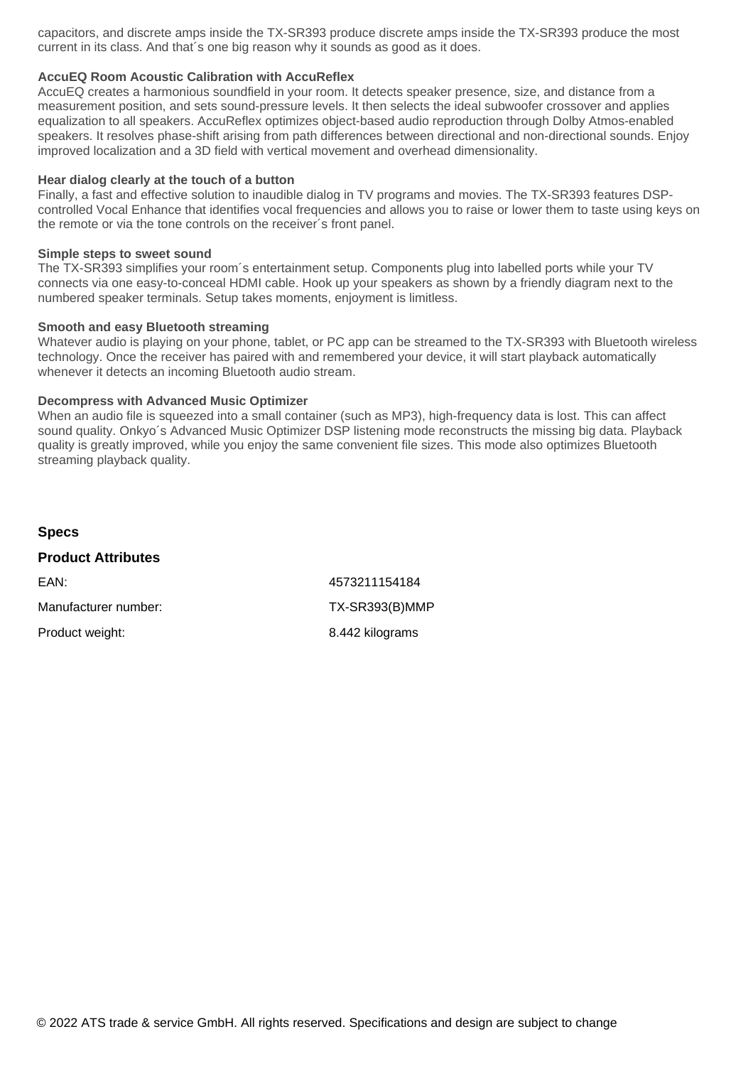capacitors, and discrete amps inside the TX-SR393 produce discrete amps inside the TX-SR393 produce the most current in its class. And that´s one big reason why it sounds as good as it does.

**AccuEQ Room Acoustic Calibration with AccuReflex**
AccuEQ creates a harmonious soundfield in your room. It detects speaker presence, size, and distance from a measurement position, and sets sound-pressure levels. It then selects the ideal subwoofer crossover and applies equalization to all speakers. AccuReflex optimizes object-based audio reproduction through Dolby Atmos-enabled speakers. It resolves phase-shift arising from path differences between directional and non-directional sounds. Enjoy improved localization and a 3D field with vertical movement and overhead dimensionality.

**Hear dialog clearly at the touch of a button**
Finally, a fast and effective solution to inaudible dialog in TV programs and movies. The TX-SR393 features DSP-controlled Vocal Enhance that identifies vocal frequencies and allows you to raise or lower them to taste using keys on the remote or via the tone controls on the receiver´s front panel.

**Simple steps to sweet sound**
The TX-SR393 simplifies your room´s entertainment setup. Components plug into labelled ports while your TV connects via one easy-to-conceal HDMI cable. Hook up your speakers as shown by a friendly diagram next to the numbered speaker terminals. Setup takes moments, enjoyment is limitless.

**Smooth and easy Bluetooth streaming**
Whatever audio is playing on your phone, tablet, or PC app can be streamed to the TX-SR393 with Bluetooth wireless technology. Once the receiver has paired with and remembered your device, it will start playback automatically whenever it detects an incoming Bluetooth audio stream.

**Decompress with Advanced Music Optimizer**
When an audio file is squeezed into a small container (such as MP3), high-frequency data is lost. This can affect sound quality. Onkyo´s Advanced Music Optimizer DSP listening mode reconstructs the missing big data. Playback quality is greatly improved, while you enjoy the same convenient file sizes. This mode also optimizes Bluetooth streaming playback quality.

## Specs

### Product Attributes

| | |
|---|---|
| EAN: | 4573211154184 |
| Manufacturer number: | TX-SR393(B)MMP |
| Product weight: | 8.442 kilograms |

© 2022 ATS trade & service GmbH. All rights reserved. Specifications and design are subject to change